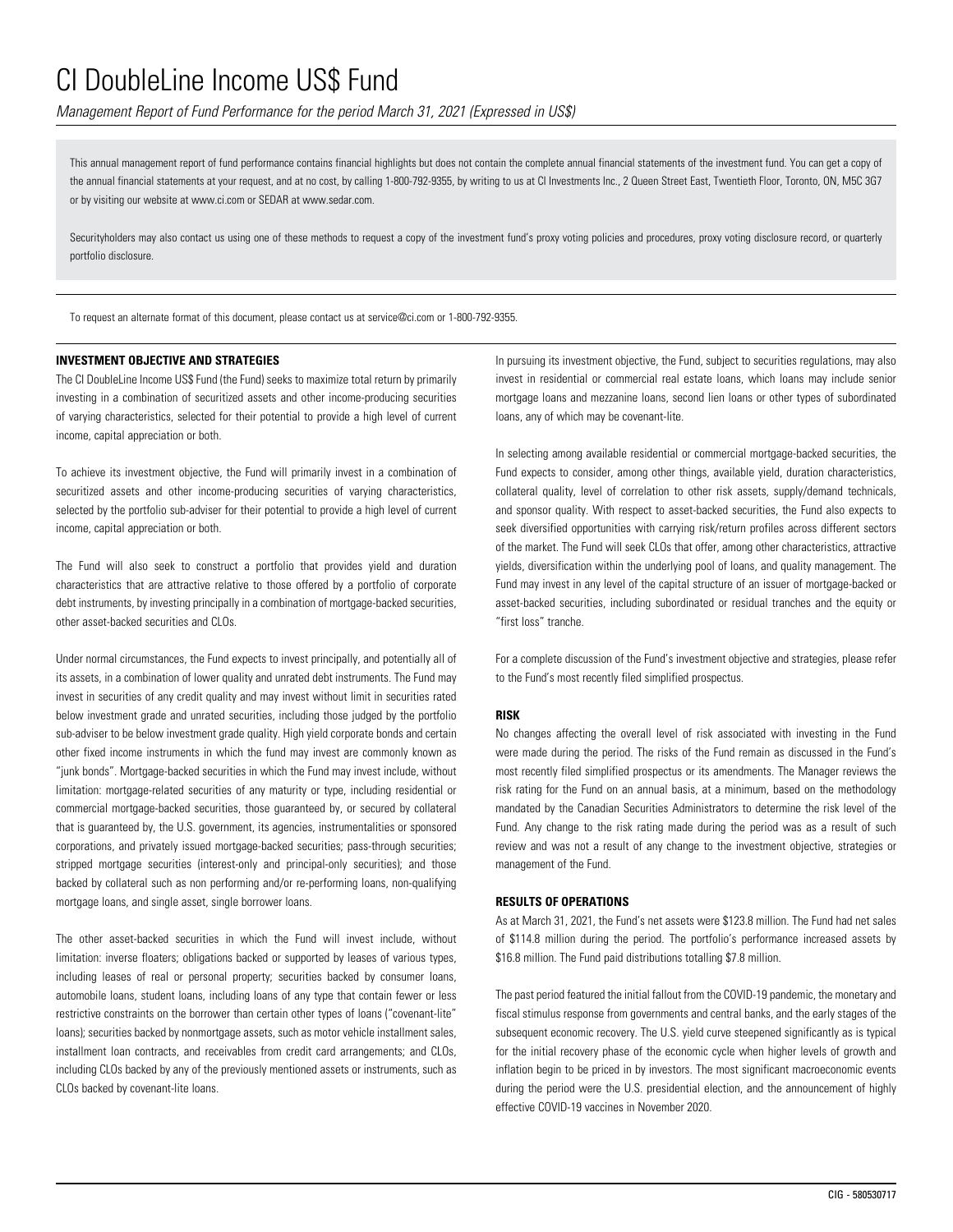// Title and subtitle appear at the top of page 1 only (not running headers), so they are kept as document content.

# CI DoubleLine Income US$ Fund

*Management Report of Fund Performance for the period March 31, 2021 (Expressed in US$)*

This annual management report of fund performance contains financial highlights but does not contain the complete annual financial statements of the investment fund. You can get a copy of the annual financial statements at your request, and at no cost, by calling 1-800-792-9355, by writing to us at CI Investments Inc., 2 Queen Street East, Twentieth Floor, Toronto, ON, M5C 3G7 or by visiting our website at www.ci.com or SEDAR at www.sedar.com.

Securityholders may also contact us using one of these methods to request a copy of the investment fund's proxy voting policies and procedures, proxy voting disclosure record, or quarterly portfolio disclosure.

To request an alternate format of this document, please contact us at service@ci.com or 1-800-792-9355.

## INVESTMENT OBJECTIVE AND STRATEGIES

The CI DoubleLine Income US$ Fund (the Fund) seeks to maximize total return by primarily investing in a combination of securitized assets and other income-producing securities of varying characteristics, selected for their potential to provide a high level of current income, capital appreciation or both.

To achieve its investment objective, the Fund will primarily invest in a combination of securitized assets and other income-producing securities of varying characteristics, selected by the portfolio sub-adviser for their potential to provide a high level of current income, capital appreciation or both.

The Fund will also seek to construct a portfolio that provides yield and duration characteristics that are attractive relative to those offered by a portfolio of corporate debt instruments, by investing principally in a combination of mortgage-backed securities, other asset-backed securities and CLOs.

Under normal circumstances, the Fund expects to invest principally, and potentially all of its assets, in a combination of lower quality and unrated debt instruments. The Fund may invest in securities of any credit quality and may invest without limit in securities rated below investment grade and unrated securities, including those judged by the portfolio sub-adviser to be below investment grade quality. High yield corporate bonds and certain other fixed income instruments in which the fund may invest are commonly known as "junk bonds". Mortgage-backed securities in which the Fund may invest include, without limitation: mortgage-related securities of any maturity or type, including residential or commercial mortgage-backed securities, those guaranteed by, or secured by collateral that is guaranteed by, the U.S. government, its agencies, instrumentalities or sponsored corporations, and privately issued mortgage-backed securities; pass-through securities; stripped mortgage securities (interest-only and principal-only securities); and those backed by collateral such as non performing and/or re-performing loans, non-qualifying mortgage loans, and single asset, single borrower loans.

The other asset-backed securities in which the Fund will invest include, without limitation: inverse floaters; obligations backed or supported by leases of various types, including leases of real or personal property; securities backed by consumer loans, automobile loans, student loans, including loans of any type that contain fewer or less restrictive constraints on the borrower than certain other types of loans ("covenant-lite" loans); securities backed by nonmortgage assets, such as motor vehicle installment sales, installment loan contracts, and receivables from credit card arrangements; and CLOs, including CLOs backed by any of the previously mentioned assets or instruments, such as CLOs backed by covenant-lite loans.

In pursuing its investment objective, the Fund, subject to securities regulations, may also invest in residential or commercial real estate loans, which loans may include senior mortgage loans and mezzanine loans, second lien loans or other types of subordinated loans, any of which may be covenant-lite.

In selecting among available residential or commercial mortgage-backed securities, the Fund expects to consider, among other things, available yield, duration characteristics, collateral quality, level of correlation to other risk assets, supply/demand technicals, and sponsor quality. With respect to asset-backed securities, the Fund also expects to seek diversified opportunities with carrying risk/return profiles across different sectors of the market. The Fund will seek CLOs that offer, among other characteristics, attractive yields, diversification within the underlying pool of loans, and quality management. The Fund may invest in any level of the capital structure of an issuer of mortgage-backed or asset-backed securities, including subordinated or residual tranches and the equity or "first loss" tranche.

For a complete discussion of the Fund's investment objective and strategies, please refer to the Fund's most recently filed simplified prospectus.

## RISK

No changes affecting the overall level of risk associated with investing in the Fund were made during the period. The risks of the Fund remain as discussed in the Fund's most recently filed simplified prospectus or its amendments. The Manager reviews the risk rating for the Fund on an annual basis, at a minimum, based on the methodology mandated by the Canadian Securities Administrators to determine the risk level of the Fund. Any change to the risk rating made during the period was as a result of such review and was not a result of any change to the investment objective, strategies or management of the Fund.

## RESULTS OF OPERATIONS

As at March 31, 2021, the Fund's net assets were $123.8 million. The Fund had net sales of $114.8 million during the period. The portfolio's performance increased assets by $16.8 million. The Fund paid distributions totalling $7.8 million.

The past period featured the initial fallout from the COVID-19 pandemic, the monetary and fiscal stimulus response from governments and central banks, and the early stages of the subsequent economic recovery. The U.S. yield curve steepened significantly as is typical for the initial recovery phase of the economic cycle when higher levels of growth and inflation begin to be priced in by investors. The most significant macroeconomic events during the period were the U.S. presidential election, and the announcement of highly effective COVID-19 vaccines in November 2020.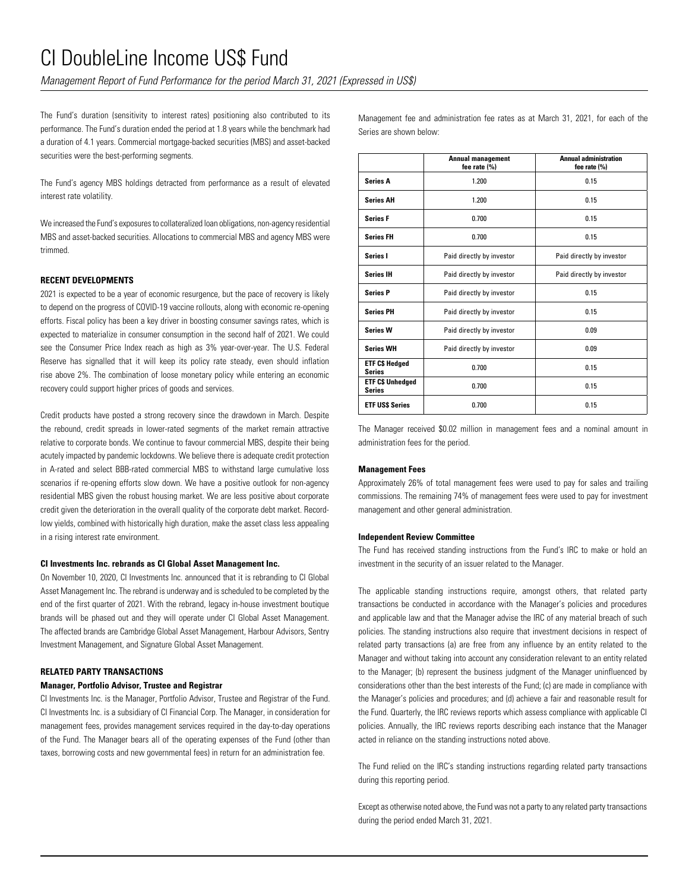The Fund's duration (sensitivity to interest rates) positioning also contributed to its performance. The Fund's duration ended the period at 1.8 years while the benchmark had a duration of 4.1 years. Commercial mortgage-backed securities (MBS) and asset-backed securities were the best-performing segments.

The Fund's agency MBS holdings detracted from performance as a result of elevated interest rate volatility.

We increased the Fund's exposures to collateralized loan obligations, non-agency residential MBS and asset-backed securities. Allocations to commercial MBS and agency MBS were trimmed.

## RECENT DEVELOPMENTS

2021 is expected to be a year of economic resurgence, but the pace of recovery is likely to depend on the progress of COVID-19 vaccine rollouts, along with economic re-opening efforts. Fiscal policy has been a key driver in boosting consumer savings rates, which is expected to materialize in consumer consumption in the second half of 2021. We could see the Consumer Price Index reach as high as 3% year-over-year. The U.S. Federal Reserve has signalled that it will keep its policy rate steady, even should inflation rise above 2%. The combination of loose monetary policy while entering an economic recovery could support higher prices of goods and services.

Credit products have posted a strong recovery since the drawdown in March. Despite the rebound, credit spreads in lower-rated segments of the market remain attractive relative to corporate bonds. We continue to favour commercial MBS, despite their being acutely impacted by pandemic lockdowns. We believe there is adequate credit protection in A-rated and select BBB-rated commercial MBS to withstand large cumulative loss scenarios if re-opening efforts slow down. We have a positive outlook for non-agency residential MBS given the robust housing market. We are less positive about corporate credit given the deterioration in the overall quality of the corporate debt market. Record-low yields, combined with historically high duration, make the asset class less appealing in a rising interest rate environment.

### CI Investments Inc. rebrands as CI Global Asset Management Inc.

On November 10, 2020, CI Investments Inc. announced that it is rebranding to CI Global Asset Management Inc. The rebrand is underway and is scheduled to be completed by the end of the first quarter of 2021. With the rebrand, legacy in-house investment boutique brands will be phased out and they will operate under CI Global Asset Management. The affected brands are Cambridge Global Asset Management, Harbour Advisors, Sentry Investment Management, and Signature Global Asset Management.

## RELATED PARTY TRANSACTIONS

### Manager, Portfolio Advisor, Trustee and Registrar

CI Investments Inc. is the Manager, Portfolio Advisor, Trustee and Registrar of the Fund. CI Investments Inc. is a subsidiary of CI Financial Corp. The Manager, in consideration for management fees, provides management services required in the day-to-day operations of the Fund. The Manager bears all of the operating expenses of the Fund (other than taxes, borrowing costs and new governmental fees) in return for an administration fee.

Management fee and administration fee rates as at March 31, 2021, for each of the Series are shown below:

| | Annual management fee rate (%) | Annual administration fee rate (%) |
|---|---|---|
| **Series A** | 1.200 | 0.15 |
| **Series AH** | 1.200 | 0.15 |
| **Series F** | 0.700 | 0.15 |
| **Series FH** | 0.700 | 0.15 |
| **Series I** | Paid directly by investor | Paid directly by investor |
| **Series IH** | Paid directly by investor | Paid directly by investor |
| **Series P** | Paid directly by investor | 0.15 |
| **Series PH** | Paid directly by investor | 0.15 |
| **Series W** | Paid directly by investor | 0.09 |
| **Series WH** | Paid directly by investor | 0.09 |
| **ETF C$ Hedged Series** | 0.700 | 0.15 |
| **ETF C$ Unhedged Series** | 0.700 | 0.15 |
| **ETF US$ Series** | 0.700 | 0.15 |

The Manager received $0.02 million in management fees and a nominal amount in administration fees for the period.

### Management Fees

Approximately 26% of total management fees were used to pay for sales and trailing commissions. The remaining 74% of management fees were used to pay for investment management and other general administration.

### Independent Review Committee

The Fund has received standing instructions from the Fund's IRC to make or hold an investment in the security of an issuer related to the Manager.

The applicable standing instructions require, amongst others, that related party transactions be conducted in accordance with the Manager's policies and procedures and applicable law and that the Manager advise the IRC of any material breach of such policies. The standing instructions also require that investment decisions in respect of related party transactions (a) are free from any influence by an entity related to the Manager and without taking into account any consideration relevant to an entity related to the Manager; (b) represent the business judgment of the Manager uninfluenced by considerations other than the best interests of the Fund; (c) are made in compliance with the Manager's policies and procedures; and (d) achieve a fair and reasonable result for the Fund. Quarterly, the IRC reviews reports which assess compliance with applicable CI policies. Annually, the IRC reviews reports describing each instance that the Manager acted in reliance on the standing instructions noted above.

The Fund relied on the IRC's standing instructions regarding related party transactions during this reporting period.

Except as otherwise noted above, the Fund was not a party to any related party transactions during the period ended March 31, 2021.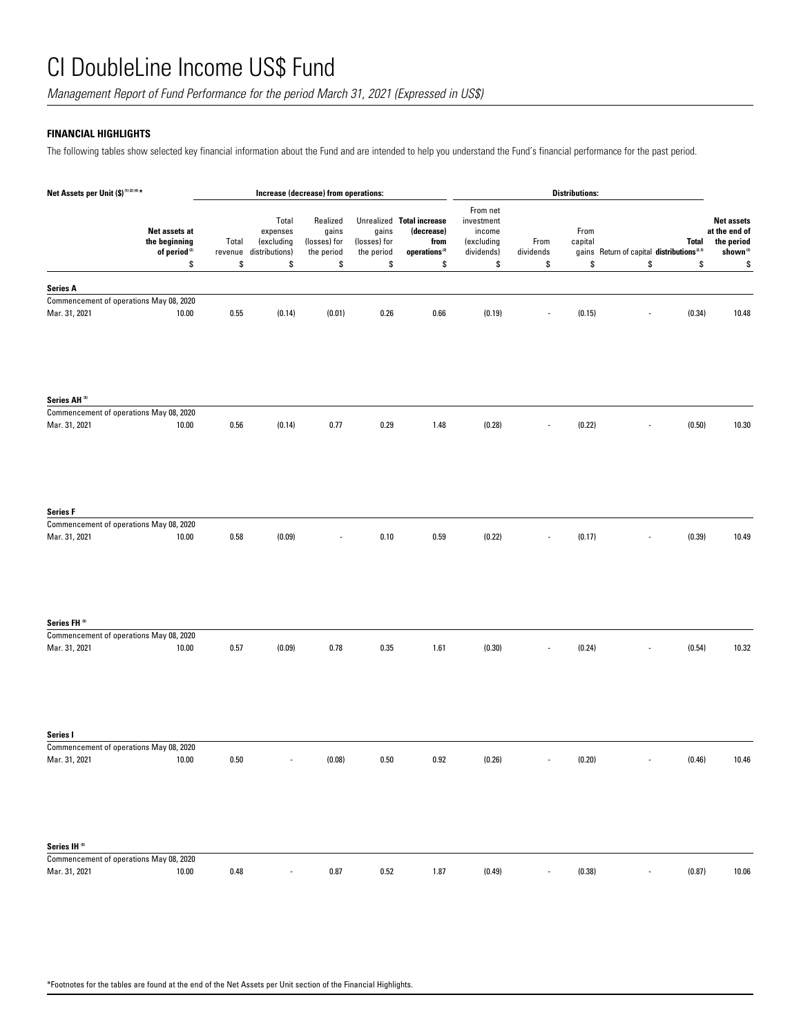# CI DoubleLine Income US$ Fund

*Management Report of Fund Performance for the period March 31, 2021 (Expressed in US$)*

**FINANCIAL HIGHLIGHTS**

The following tables show selected key financial information about the Fund and are intended to help you understand the Fund's financial performance for the past period.

| Net Assets per Unit ($) [1] [2] [4] * | | Increase (decrease) from operations: | | | | | Distributions: | | | | | |
|---|---|---|---|---|---|---|---|---|---|---|---|---|
| | Net assets at the beginning of period [2] | Total revenue | Total expenses (excluding distributions) | Realized gains (losses) for the period | Unrealized gains (losses) for the period | Total increase (decrease) from operations [2] | From net investment income (excluding dividends) | From dividends | From capital gains | Return of capital | Total distributions [2, 3] | Net assets at the end of the period shown [2] |
| | $ | $ | $ | $ | $ | $ | $ | $ | $ | $ | $ | $ |
| **Series A** | | | | | | | | | | | | |
| Commencement of operations May 08, 2020 | | | | | | | | | | | | |
| Mar. 31, 2021 | 10.00 | 0.55 | (0.14) | (0.01) | 0.26 | 0.66 | (0.19) | - | (0.15) | - | (0.34) | 10.48 |
| **Series AH** [5] | | | | | | | | | | | | |
| Commencement of operations May 08, 2020 | | | | | | | | | | | | |
| Mar. 31, 2021 | 10.00 | 0.56 | (0.14) | 0.77 | 0.29 | 1.48 | (0.28) | - | (0.22) | - | (0.50) | 10.30 |
| **Series F** | | | | | | | | | | | | |
| Commencement of operations May 08, 2020 | | | | | | | | | | | | |
| Mar. 31, 2021 | 10.00 | 0.58 | (0.09) | - | 0.10 | 0.59 | (0.22) | - | (0.17) | - | (0.39) | 10.49 |
| **Series FH** [5] | | | | | | | | | | | | |
| Commencement of operations May 08, 2020 | | | | | | | | | | | | |
| Mar. 31, 2021 | 10.00 | 0.57 | (0.09) | 0.78 | 0.35 | 1.61 | (0.30) | - | (0.24) | - | (0.54) | 10.32 |
| **Series I** | | | | | | | | | | | | |
| Commencement of operations May 08, 2020 | | | | | | | | | | | | |
| Mar. 31, 2021 | 10.00 | 0.50 | - | (0.08) | 0.50 | 0.92 | (0.26) | - | (0.20) | - | (0.46) | 10.46 |
| **Series IH** [5] | | | | | | | | | | | | |
| Commencement of operations May 08, 2020 | | | | | | | | | | | | |
| Mar. 31, 2021 | 10.00 | 0.48 | - | 0.87 | 0.52 | 1.87 | (0.49) | - | (0.38) | - | (0.87) | 10.06 |

*Footnotes for the tables are found at the end of the Net Assets per Unit section of the Financial Highlights.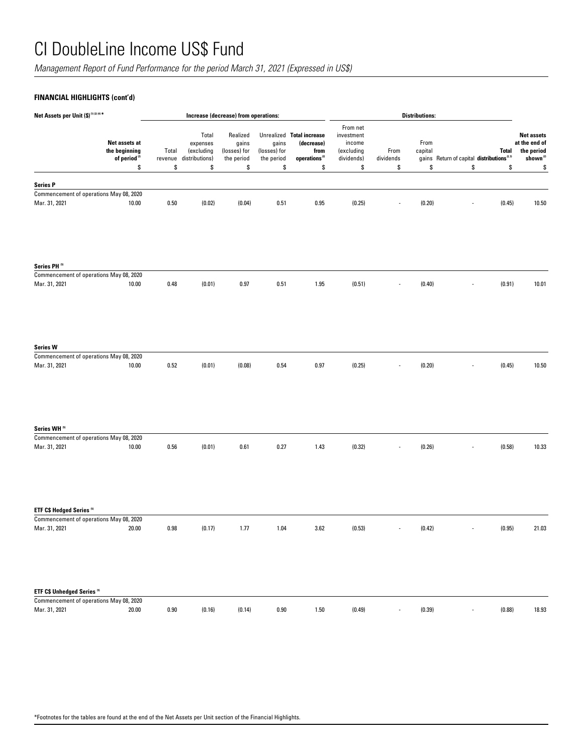# CI DoubleLine Income US$ Fund

*Management Report of Fund Performance for the period March 31, 2021 (Expressed in US$)*

### FINANCIAL HIGHLIGHTS (cont'd)

| Net Assets per Unit ($) [1] [2] [4] * | | Increase (decrease) from operations: | | | | | Distributions: | | | | | |
|---|---|---|---|---|---|---|---|---|---|---|---|---|
| | Net assets at the beginning of period [2] | Total revenue | Total expenses (excluding distributions) | Realized gains (losses) for the period | Unrealized gains (losses) for the period | Total increase (decrease) from operations [2] | From net investment income (excluding dividends) | From dividends | From capital gains | Return of capital | Total distributions [2, 3] | Net assets at the end of the period shown [2] |
| | $ | $ | $ | $ | $ | $ | $ | $ | $ | $ | $ | $ |
| **Series P** | | | | | | | | | | | | |
| Commencement of operations May 08, 2020 | | | | | | | | | | | | |
| Mar. 31, 2021 | 10.00 | 0.50 | (0.02) | (0.04) | 0.51 | 0.95 | (0.25) | - | (0.20) | - | (0.45) | 10.50 |
| **Series PH** [5] | | | | | | | | | | | | |
| Commencement of operations May 08, 2020 | | | | | | | | | | | | |
| Mar. 31, 2021 | 10.00 | 0.48 | (0.01) | 0.97 | 0.51 | 1.95 | (0.51) | - | (0.40) | - | (0.91) | 10.01 |
| **Series W** | | | | | | | | | | | | |
| Commencement of operations May 08, 2020 | | | | | | | | | | | | |
| Mar. 31, 2021 | 10.00 | 0.52 | (0.01) | (0.08) | 0.54 | 0.97 | (0.25) | - | (0.20) | - | (0.45) | 10.50 |
| **Series WH** [5] | | | | | | | | | | | | |
| Commencement of operations May 08, 2020 | | | | | | | | | | | | |
| Mar. 31, 2021 | 10.00 | 0.56 | (0.01) | 0.61 | 0.27 | 1.43 | (0.32) | - | (0.26) | - | (0.58) | 10.33 |
| **ETF C$ Hedged Series** [5] | | | | | | | | | | | | |
| Commencement of operations May 08, 2020 | | | | | | | | | | | | |
| Mar. 31, 2021 | 20.00 | 0.98 | (0.17) | 1.77 | 1.04 | 3.62 | (0.53) | - | (0.42) | - | (0.95) | 21.03 |
| **ETF C$ Unhedged Series** [5] | | | | | | | | | | | | |
| Commencement of operations May 08, 2020 | | | | | | | | | | | | |
| Mar. 31, 2021 | 20.00 | 0.90 | (0.16) | (0.14) | 0.90 | 1.50 | (0.49) | - | (0.39) | - | (0.88) | 18.93 |

*Footnotes for the tables are found at the end of the Net Assets per Unit section of the Financial Highlights.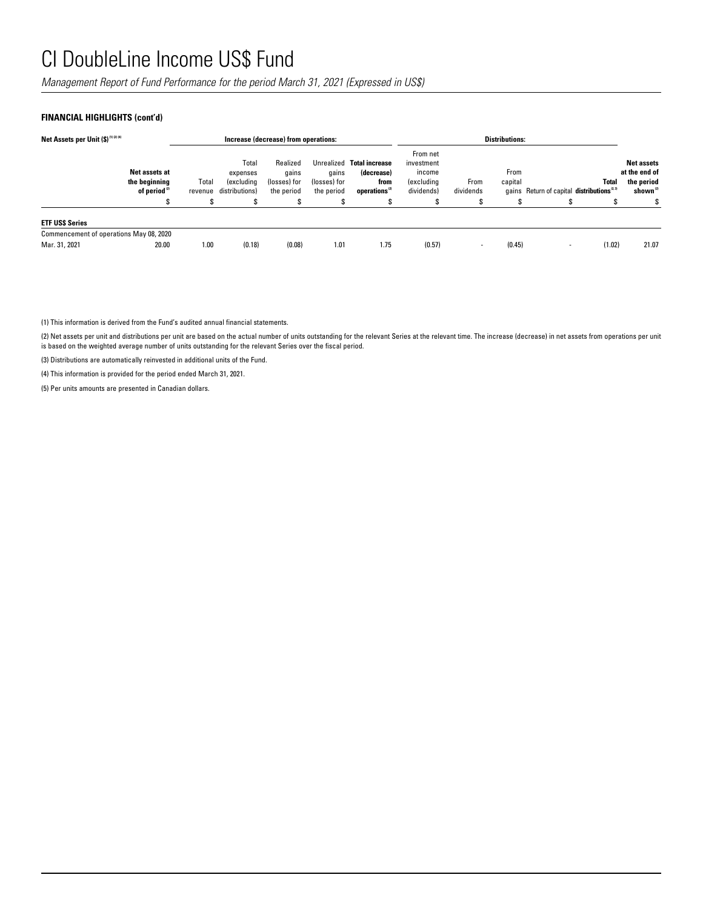# CI DoubleLine Income US$ Fund

*Management Report of Fund Performance for the period March 31, 2021 (Expressed in US$)*

**FINANCIAL HIGHLIGHTS (cont'd)**

| Net Assets per Unit ($) [1][2][4] | | Increase (decrease) from operations: | | | | | Distributions: | | | | | |
|---|---|---|---|---|---|---|---|---|---|---|---|---|
| | **Net assets at the beginning of period** [2] | Total revenue | Total expenses (excluding distributions) | Realized gains (losses) for the period | Unrealized gains (losses) for the period | **Total increase (decrease) from operations** [2] | From net investment income (excluding dividends) | From dividends | From capital gains | Return of capital | **Total distributions** [2,3] | **Net assets at the end of the period shown** [2] |
| | $ | $ | $ | $ | $ | $ | $ | $ | $ | $ | $ | $ |
| **ETF US$ Series** | | | | | | | | | | | | |
| Commencement of operations May 08, 2020 | | | | | | | | | | | | |
| Mar. 31, 2021 | 20.00 | 1.00 | (0.18) | (0.08) | 1.01 | 1.75 | (0.57) | - | (0.45) | - | (1.02) | 21.07 |

(1) This information is derived from the Fund's audited annual financial statements.

(2) Net assets per unit and distributions per unit are based on the actual number of units outstanding for the relevant Series at the relevant time. The increase (decrease) in net assets from operations per unit is based on the weighted average number of units outstanding for the relevant Series over the fiscal period.

(3) Distributions are automatically reinvested in additional units of the Fund.

(4) This information is provided for the period ended March 31, 2021.

(5) Per units amounts are presented in Canadian dollars.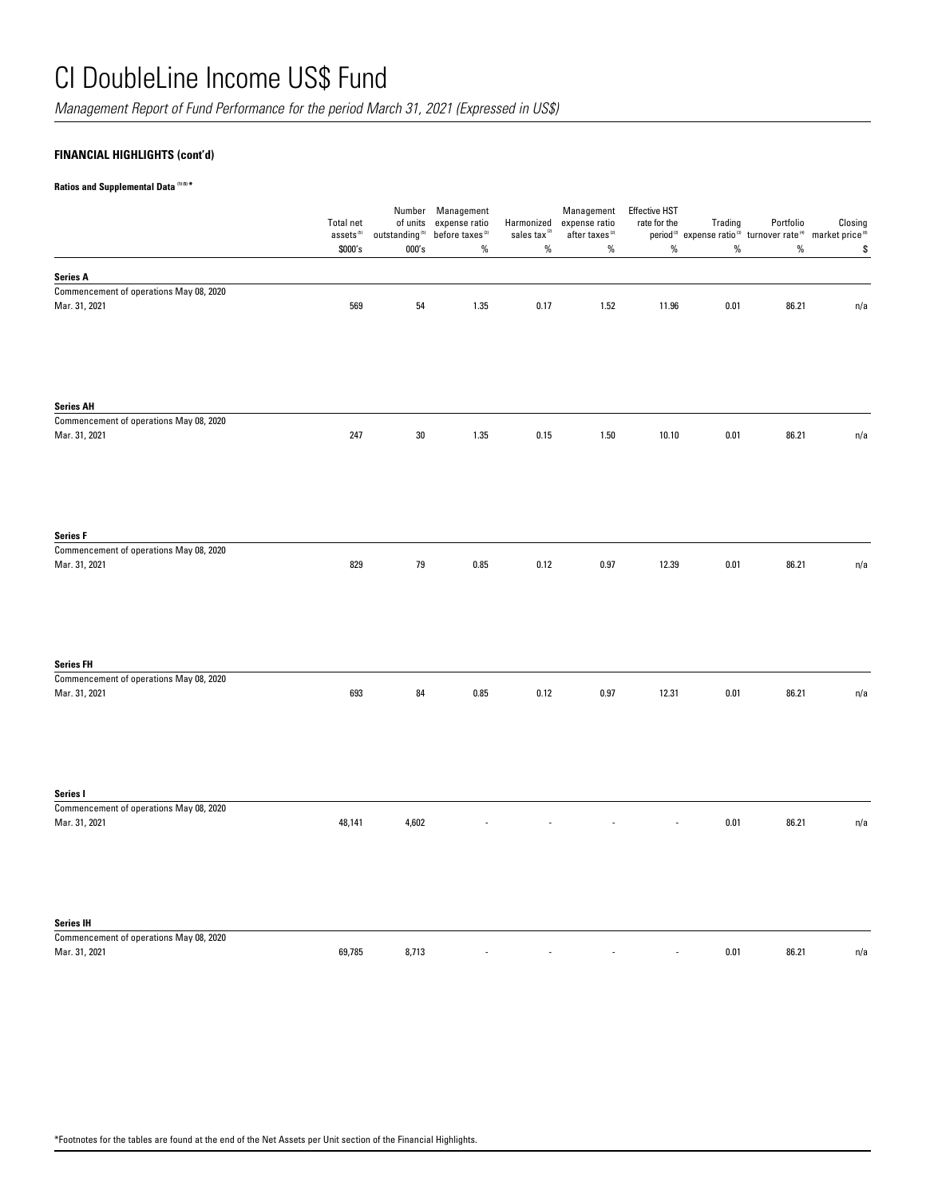# CI DoubleLine Income US$ Fund

*Management Report of Fund Performance for the period March 31, 2021 (Expressed in US$)*

**FINANCIAL HIGHLIGHTS (cont'd)**

**Ratios and Supplemental Data (1)(5) ***

| | Total net assets (5) | Number of units outstanding (5) | Management expense ratio before taxes (2) | Harmonized sales tax (2) | Management expense ratio after taxes (2) | Effective HST rate for the period (2) | Trading expense ratio (3) | Portfolio turnover rate (4) | Closing market price (6) |
|---|---|---|---|---|---|---|---|---|---|
| | $000's | 000's | % | % | % | % | % | % | $ |
| **Series A** | | | | | | | | | |
| Commencement of operations May 08, 2020 | | | | | | | | | |
| Mar. 31, 2021 | 569 | 54 | 1.35 | 0.17 | 1.52 | 11.96 | 0.01 | 86.21 | n/a |
| **Series AH** | | | | | | | | | |
| Commencement of operations May 08, 2020 | | | | | | | | | |
| Mar. 31, 2021 | 247 | 30 | 1.35 | 0.15 | 1.50 | 10.10 | 0.01 | 86.21 | n/a |
| **Series F** | | | | | | | | | |
| Commencement of operations May 08, 2020 | | | | | | | | | |
| Mar. 31, 2021 | 829 | 79 | 0.85 | 0.12 | 0.97 | 12.39 | 0.01 | 86.21 | n/a |
| **Series FH** | | | | | | | | | |
| Commencement of operations May 08, 2020 | | | | | | | | | |
| Mar. 31, 2021 | 693 | 84 | 0.85 | 0.12 | 0.97 | 12.31 | 0.01 | 86.21 | n/a |
| **Series I** | | | | | | | | | |
| Commencement of operations May 08, 2020 | | | | | | | | | |
| Mar. 31, 2021 | 48,141 | 4,602 | - | - | - | - | 0.01 | 86.21 | n/a |
| **Series IH** | | | | | | | | | |
| Commencement of operations May 08, 2020 | | | | | | | | | |
| Mar. 31, 2021 | 69,785 | 8,713 | - | - | - | - | 0.01 | 86.21 | n/a |

*Footnotes for the tables are found at the end of the Net Assets per Unit section of the Financial Highlights.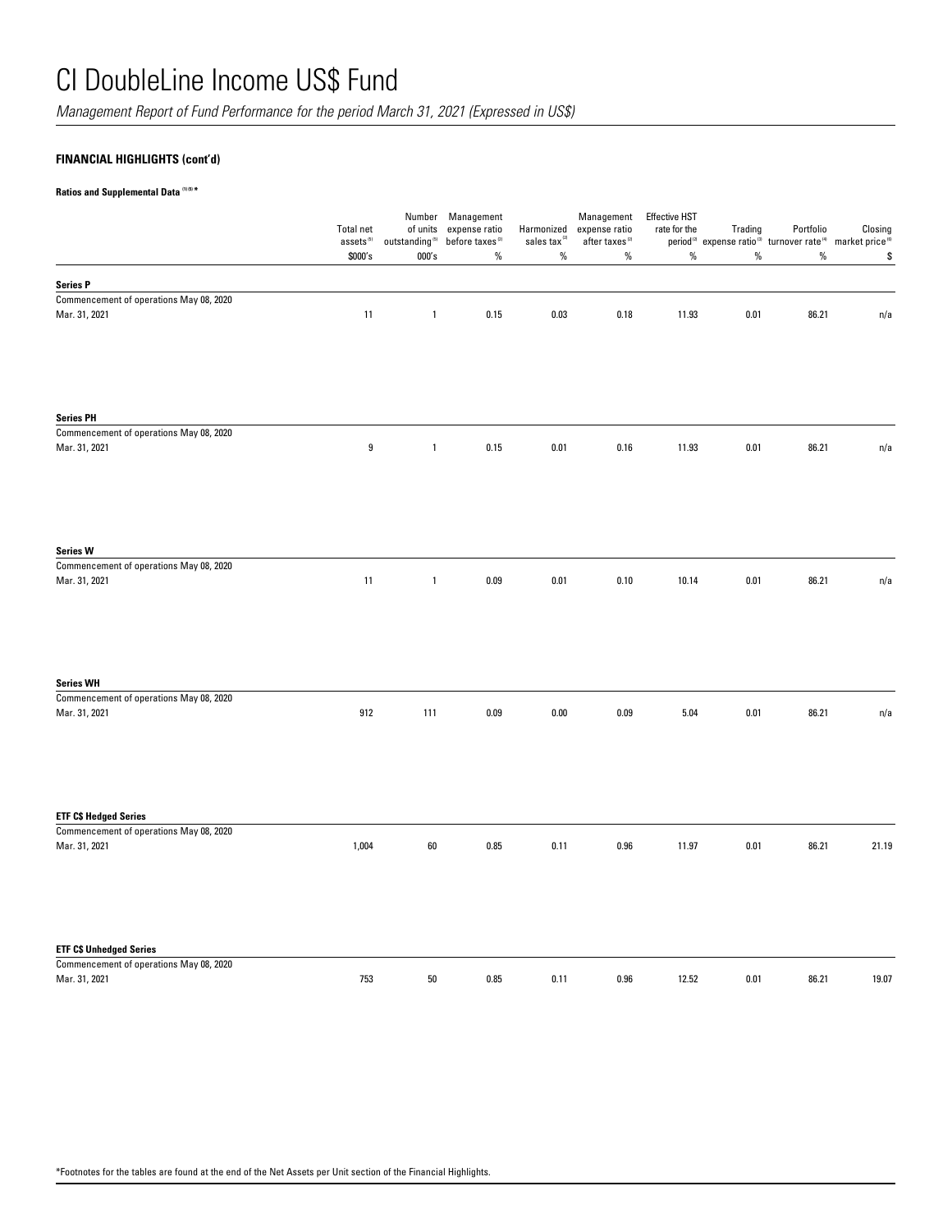# CI DoubleLine Income US$ Fund

*Management Report of Fund Performance for the period March 31, 2021 (Expressed in US$)*

**FINANCIAL HIGHLIGHTS (cont'd)**

**Ratios and Supplemental Data [1][5] ***

| | Total net assets [5] | Number of units outstanding [5] | Management expense ratio before taxes [2] | Harmonized sales tax [2] | Management expense ratio after taxes [2] | Effective HST rate for the period [2] | Trading expense ratio [3] | Portfolio turnover rate [4] | Closing market price [6] |
|---|---|---|---|---|---|---|---|---|---|
| | $000's | 000's | % | % | % | % | % | % | $ |
| **Series P** | | | | | | | | | |
| Commencement of operations May 08, 2020 | | | | | | | | | |
| Mar. 31, 2021 | 11 | 1 | 0.15 | 0.03 | 0.18 | 11.93 | 0.01 | 86.21 | n/a |
| **Series PH** | | | | | | | | | |
| Commencement of operations May 08, 2020 | | | | | | | | | |
| Mar. 31, 2021 | 9 | 1 | 0.15 | 0.01 | 0.16 | 11.93 | 0.01 | 86.21 | n/a |
| **Series W** | | | | | | | | | |
| Commencement of operations May 08, 2020 | | | | | | | | | |
| Mar. 31, 2021 | 11 | 1 | 0.09 | 0.01 | 0.10 | 10.14 | 0.01 | 86.21 | n/a |
| **Series WH** | | | | | | | | | |
| Commencement of operations May 08, 2020 | | | | | | | | | |
| Mar. 31, 2021 | 912 | 111 | 0.09 | 0.00 | 0.09 | 5.04 | 0.01 | 86.21 | n/a |
| **ETF C$ Hedged Series** | | | | | | | | | |
| Commencement of operations May 08, 2020 | | | | | | | | | |
| Mar. 31, 2021 | 1,004 | 60 | 0.85 | 0.11 | 0.96 | 11.97 | 0.01 | 86.21 | 21.19 |
| **ETF C$ Unhedged Series** | | | | | | | | | |
| Commencement of operations May 08, 2020 | | | | | | | | | |
| Mar. 31, 2021 | 753 | 50 | 0.85 | 0.11 | 0.96 | 12.52 | 0.01 | 86.21 | 19.07 |

*Footnotes for the tables are found at the end of the Net Assets per Unit section of the Financial Highlights.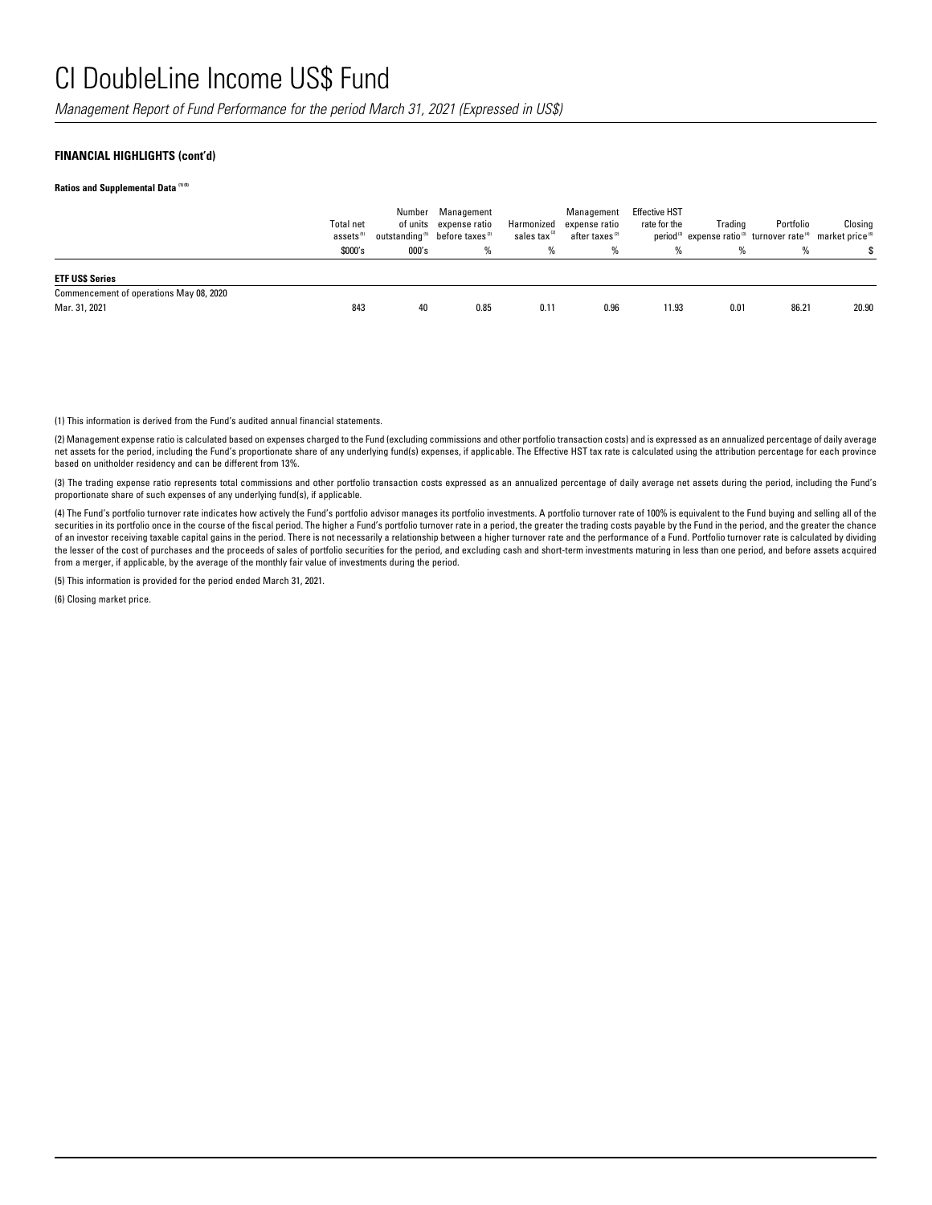# CI DoubleLine Income US$ Fund

*Management Report of Fund Performance for the period March 31, 2021 (Expressed in US$)*

**FINANCIAL HIGHLIGHTS (cont'd)**

**Ratios and Supplemental Data [1][5]**

| | Total net assets[5] | Number of units outstanding[5] | Management expense ratio before taxes[2] | Harmonized sales tax[2] | Management expense ratio after taxes[2] | Effective HST rate for the period[2] | Trading expense ratio[3] | Portfolio turnover rate[4] | Closing market price[6] |
|---|---|---|---|---|---|---|---|---|---|
| | $000's | 000's | % | % | % | % | % | % | $ |
| **ETF US$ Series** | | | | | | | | | |
| Commencement of operations May 08, 2020 | | | | | | | | | |
| Mar. 31, 2021 | 843 | 40 | 0.85 | 0.11 | 0.96 | 11.93 | 0.01 | 86.21 | 20.90 |

(1) This information is derived from the Fund's audited annual financial statements.

(2) Management expense ratio is calculated based on expenses charged to the Fund (excluding commissions and other portfolio transaction costs) and is expressed as an annualized percentage of daily average net assets for the period, including the Fund's proportionate share of any underlying fund(s) expenses, if applicable. The Effective HST tax rate is calculated using the attribution percentage for each province based on unitholder residency and can be different from 13%.

(3) The trading expense ratio represents total commissions and other portfolio transaction costs expressed as an annualized percentage of daily average net assets during the period, including the Fund's proportionate share of such expenses of any underlying fund(s), if applicable.

(4) The Fund's portfolio turnover rate indicates how actively the Fund's portfolio advisor manages its portfolio investments. A portfolio turnover rate of 100% is equivalent to the Fund buying and selling all of the securities in its portfolio once in the course of the fiscal period. The higher a Fund's portfolio turnover rate in a period, the greater the trading costs payable by the Fund in the period, and the greater the chance of an investor receiving taxable capital gains in the period. There is not necessarily a relationship between a higher turnover rate and the performance of a Fund. Portfolio turnover rate is calculated by dividing the lesser of the cost of purchases and the proceeds of sales of portfolio securities for the period, and excluding cash and short-term investments maturing in less than one period, and before assets acquired from a merger, if applicable, by the average of the monthly fair value of investments during the period.

(5) This information is provided for the period ended March 31, 2021.

(6) Closing market price.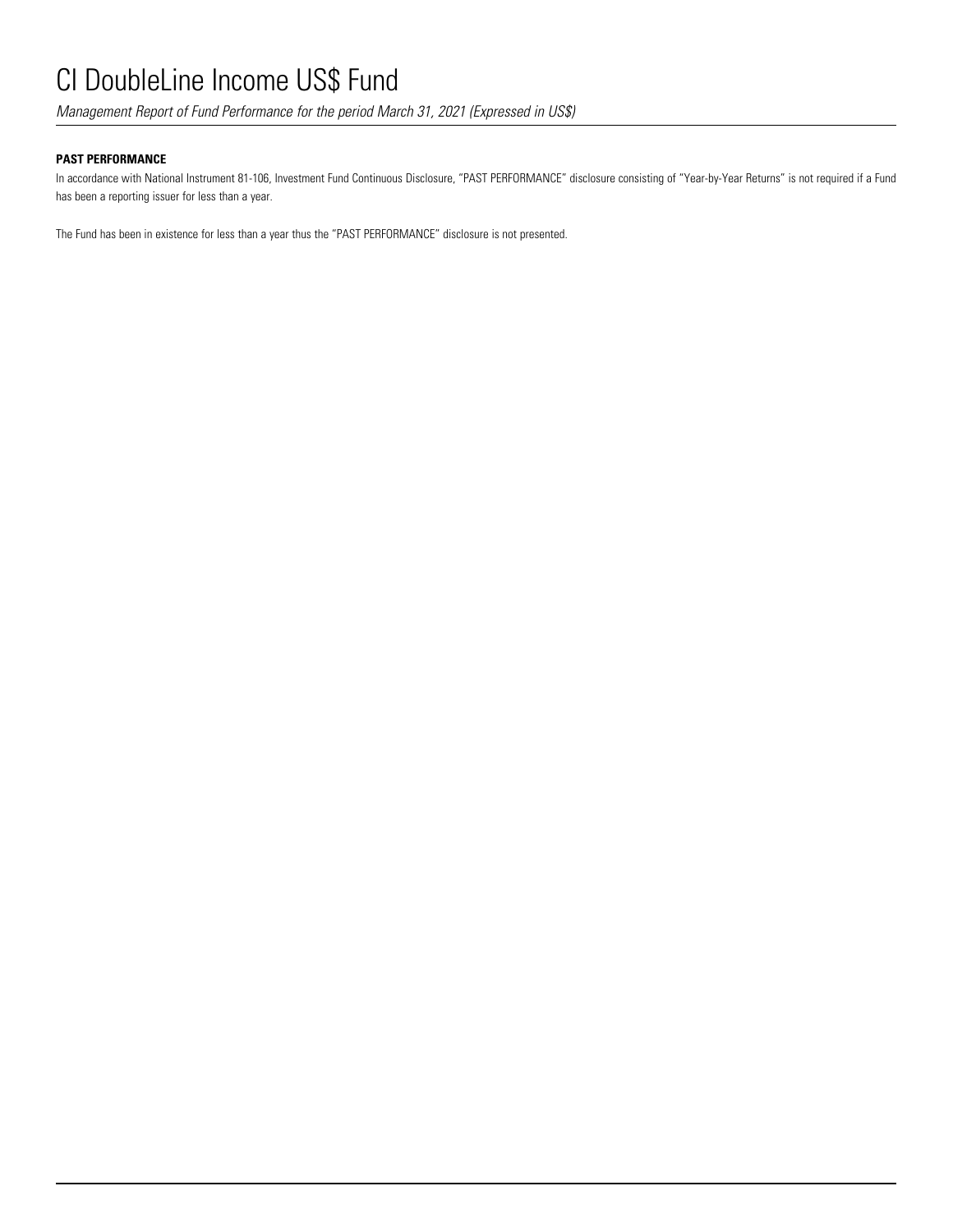# CI DoubleLine Income US$ Fund

*Management Report of Fund Performance for the period March 31, 2021 (Expressed in US$)*

**PAST PERFORMANCE**

In accordance with National Instrument 81-106, Investment Fund Continuous Disclosure, "PAST PERFORMANCE" disclosure consisting of "Year-by-Year Returns" is not required if a Fund has been a reporting issuer for less than a year.

The Fund has been in existence for less than a year thus the "PAST PERFORMANCE" disclosure is not presented.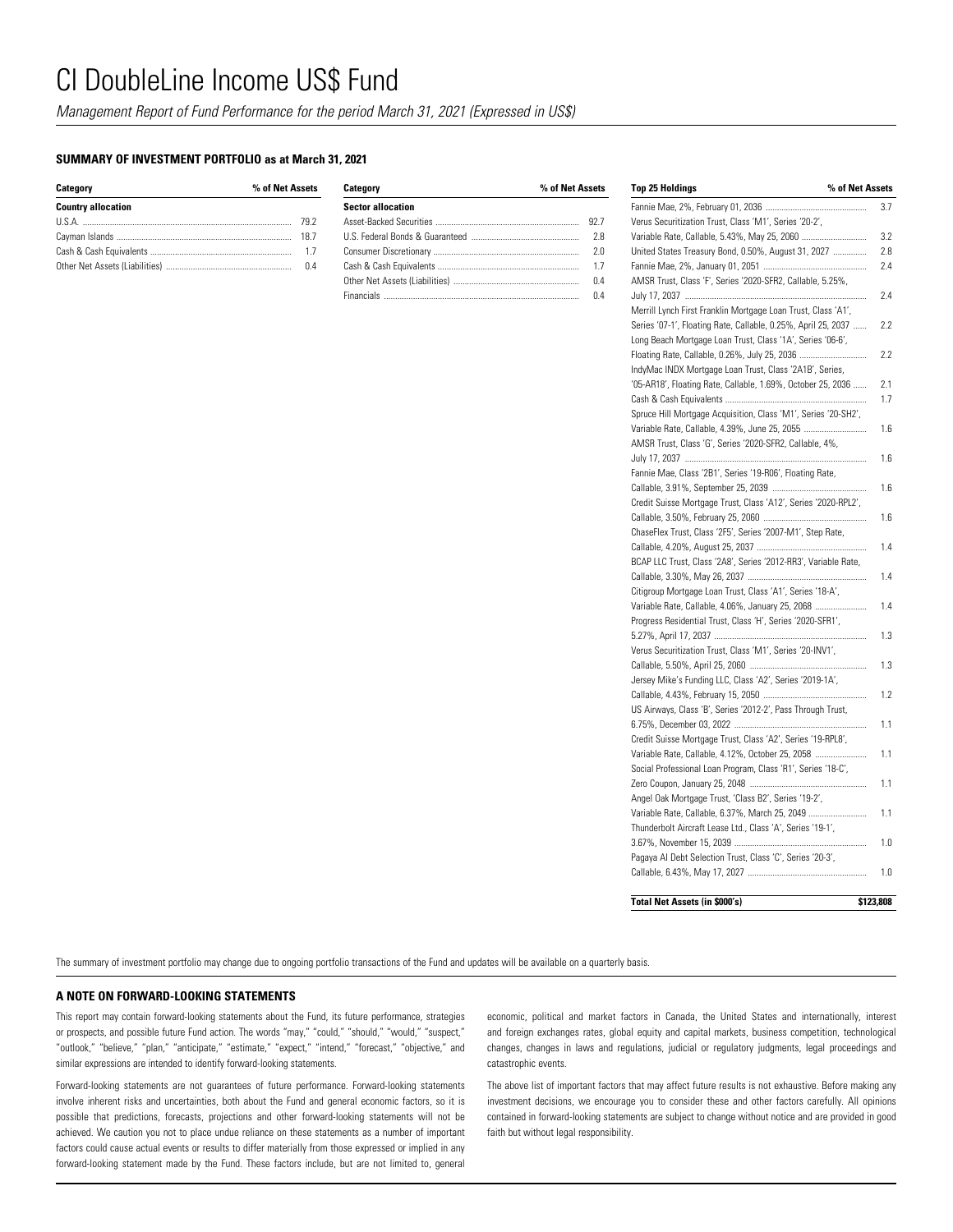# CI DoubleLine Income US$ Fund

*Management Report of Fund Performance for the period March 31, 2021 (Expressed in US$)*

### SUMMARY OF INVESTMENT PORTFOLIO as at March 31, 2021

| Category | % of Net Assets |
|---|---|
| **Country allocation** | |
| U.S.A. | 79.2 |
| Cayman Islands | 18.7 |
| Cash & Cash Equivalents | 1.7 |
| Other Net Assets (Liabilities) | 0.4 |

| Category | % of Net Assets |
|---|---|
| **Sector allocation** | |
| Asset-Backed Securities | 92.7 |
| U.S. Federal Bonds & Guaranteed | 2.8 |
| Consumer Discretionary | 2.0 |
| Cash & Cash Equivalents | 1.7 |
| Other Net Assets (Liabilities) | 0.4 |
| Financials | 0.4 |

| Top 25 Holdings | % of Net Assets |
|---|---|
| Fannie Mae, 2%, February 01, 2036 | 3.7 |
| Verus Securitization Trust, Class 'M1', Series '20-2', Variable Rate, Callable, 5.43%, May 25, 2060 | 3.2 |
| United States Treasury Bond, 0.50%, August 31, 2027 | 2.8 |
| Fannie Mae, 2%, January 01, 2051 | 2.4 |
| AMSR Trust, Class 'F', Series '2020-SFR2, Callable, 5.25%, July 17, 2037 | 2.4 |
| Merrill Lynch First Franklin Mortgage Loan Trust, Class 'A1', Series '07-1', Floating Rate, Callable, 0.25%, April 25, 2037 | 2.2 |
| Long Beach Mortgage Loan Trust, Class '1A', Series '06-6', Floating Rate, Callable, 0.26%, July 25, 2036 | 2.2 |
| IndyMac INDX Mortgage Loan Trust, Class '2A1B', Series, '05-AR18', Floating Rate, Callable, 1.69%, October 25, 2036 | 2.1 |
| Cash & Cash Equivalents | 1.7 |
| Spruce Hill Mortgage Acquisition, Class 'M1', Series '20-SH2', Variable Rate, Callable, 4.39%, June 25, 2055 | 1.6 |
| AMSR Trust, Class 'G', Series '2020-SFR2, Callable, 4%, July 17, 2037 | 1.6 |
| Fannie Mae, Class '2B1', Series '19-R06', Floating Rate, Callable, 3.91%, September 25, 2039 | 1.6 |
| Credit Suisse Mortgage Trust, Class 'A12', Series '2020-RPL2', Callable, 3.50%, February 25, 2060 | 1.6 |
| ChaseFlex Trust, Class '2F5', Series '2007-M1', Step Rate, Callable, 4.20%, August 25, 2037 | 1.4 |
| BCAP LLC Trust, Class '2A8', Series '2012-RR3', Variable Rate, Callable, 3.30%, May 26, 2037 | 1.4 |
| Citigroup Mortgage Loan Trust, Class 'A1', Series '18-A', Variable Rate, Callable, 4.06%, January 25, 2068 | 1.4 |
| Progress Residential Trust, Class 'H', Series '2020-SFR1', 5.27%, April 17, 2037 | 1.3 |
| Verus Securitization Trust, Class 'M1', Series '20-INV1', Callable, 5.50%, April 25, 2060 | 1.3 |
| Jersey Mike's Funding LLC, Class 'A2', Series '2019-1A', Callable, 4.43%, February 15, 2050 | 1.2 |
| US Airways, Class 'B', Series '2012-2', Pass Through Trust, 6.75%, December 03, 2022 | 1.1 |
| Credit Suisse Mortgage Trust, Class 'A2', Series '19-RPL8', Variable Rate, Callable, 4.12%, October 25, 2058 | 1.1 |
| Social Professional Loan Program, Class 'R1', Series '18-C', Zero Coupon, January 25, 2048 | 1.1 |
| Angel Oak Mortgage Trust, 'Class B2', Series '19-2', Variable Rate, Callable, 6.37%, March 25, 2049 | 1.1 |
| Thunderbolt Aircraft Lease Ltd., Class 'A', Series '19-1', 3.67%, November 15, 2039 | 1.0 |
| Pagaya AI Debt Selection Trust, Class 'C', Series '20-3', Callable, 6.43%, May 17, 2027 | 1.0 |
| **Total Net Assets (in $000's)** | **$123,808** |

The summary of investment portfolio may change due to ongoing portfolio transactions of the Fund and updates will be available on a quarterly basis.

### A NOTE ON FORWARD-LOOKING STATEMENTS

This report may contain forward-looking statements about the Fund, its future performance, strategies or prospects, and possible future Fund action. The words "may," "could," "should," "would," "suspect," "outlook," "believe," "plan," "anticipate," "estimate," "expect," "intend," "forecast," "objective," and similar expressions are intended to identify forward-looking statements.

Forward-looking statements are not guarantees of future performance. Forward-looking statements involve inherent risks and uncertainties, both about the Fund and general economic factors, so it is possible that predictions, forecasts, projections and other forward-looking statements will not be achieved. We caution you not to place undue reliance on these statements as a number of important factors could cause actual events or results to differ materially from those expressed or implied in any forward-looking statement made by the Fund. These factors include, but are not limited to, general economic, political and market factors in Canada, the United States and internationally, interest and foreign exchanges rates, global equity and capital markets, business competition, technological changes, changes in laws and regulations, judicial or regulatory judgments, legal proceedings and catastrophic events.

The above list of important factors that may affect future results is not exhaustive. Before making any investment decisions, we encourage you to consider these and other factors carefully. All opinions contained in forward-looking statements are subject to change without notice and are provided in good faith but without legal responsibility.